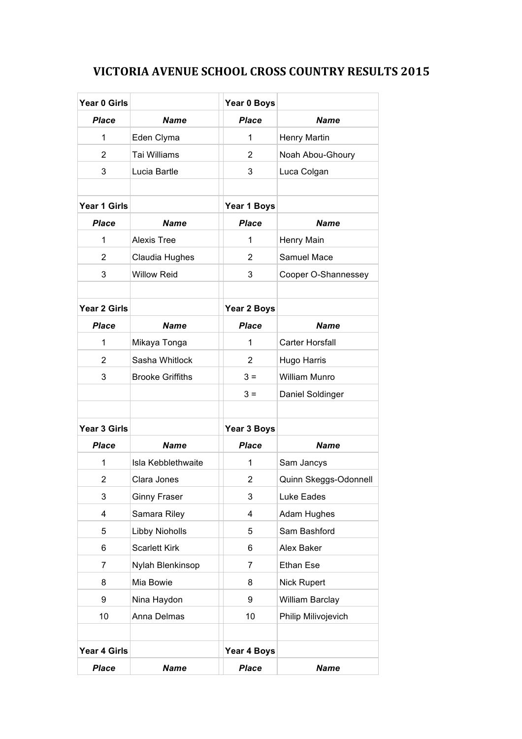# VICTORIA AVENUE SCHOOL CROSS COUNTRY RESULTS 2015

| **Year 0 Girls** | | | **Year 0 Boys** | |
|---|---|---|---|---|
| ***Place*** | ***Name*** | | ***Place*** | ***Name*** |
| 1 | Eden Clyma | | 1 | Henry Martin |
| 2 | Tai Williams | | 2 | Noah Abou-Ghoury |
| 3 | Lucia Bartle | | 3 | Luca Colgan |
| | | | | |
| **Year 1 Girls** | | | **Year 1 Boys** | |
| ***Place*** | ***Name*** | | ***Place*** | ***Name*** |
| 1 | Alexis Tree | | 1 | Henry Main |
| 2 | Claudia Hughes | | 2 | Samuel Mace |
| 3 | Willow Reid | | 3 | Cooper O-Shannessey |
| | | | | |
| **Year 2 Girls** | | | **Year 2 Boys** | |
| ***Place*** | ***Name*** | | ***Place*** | ***Name*** |
| 1 | Mikaya Tonga | | 1 | Carter Horsfall |
| 2 | Sasha Whitlock | | 2 | Hugo Harris |
| 3 | Brooke Griffiths | | 3 = | William Munro |
| | | | 3 = | Daniel Soldinger |
| | | | | |
| **Year 3 Girls** | | | **Year 3 Boys** | |
| ***Place*** | ***Name*** | | ***Place*** | ***Name*** |
| 1 | Isla Kebblethwaite | | 1 | Sam Jancys |
| 2 | Clara Jones | | 2 | Quinn Skeggs-Odonnell |
| 3 | Ginny Fraser | | 3 | Luke Eades |
| 4 | Samara Riley | | 4 | Adam Hughes |
| 5 | Libby Nioholls | | 5 | Sam Bashford |
| 6 | Scarlett Kirk | | 6 | Alex Baker |
| 7 | Nylah Blenkinsop | | 7 | Ethan Ese |
| 8 | Mia Bowie | | 8 | Nick Rupert |
| 9 | Nina Haydon | | 9 | William Barclay |
| 10 | Anna Delmas | | 10 | Philip Milivojevich |
| | | | | |
| **Year 4 Girls** | | | **Year 4 Boys** | |
| ***Place*** | ***Name*** | | ***Place*** | ***Name*** |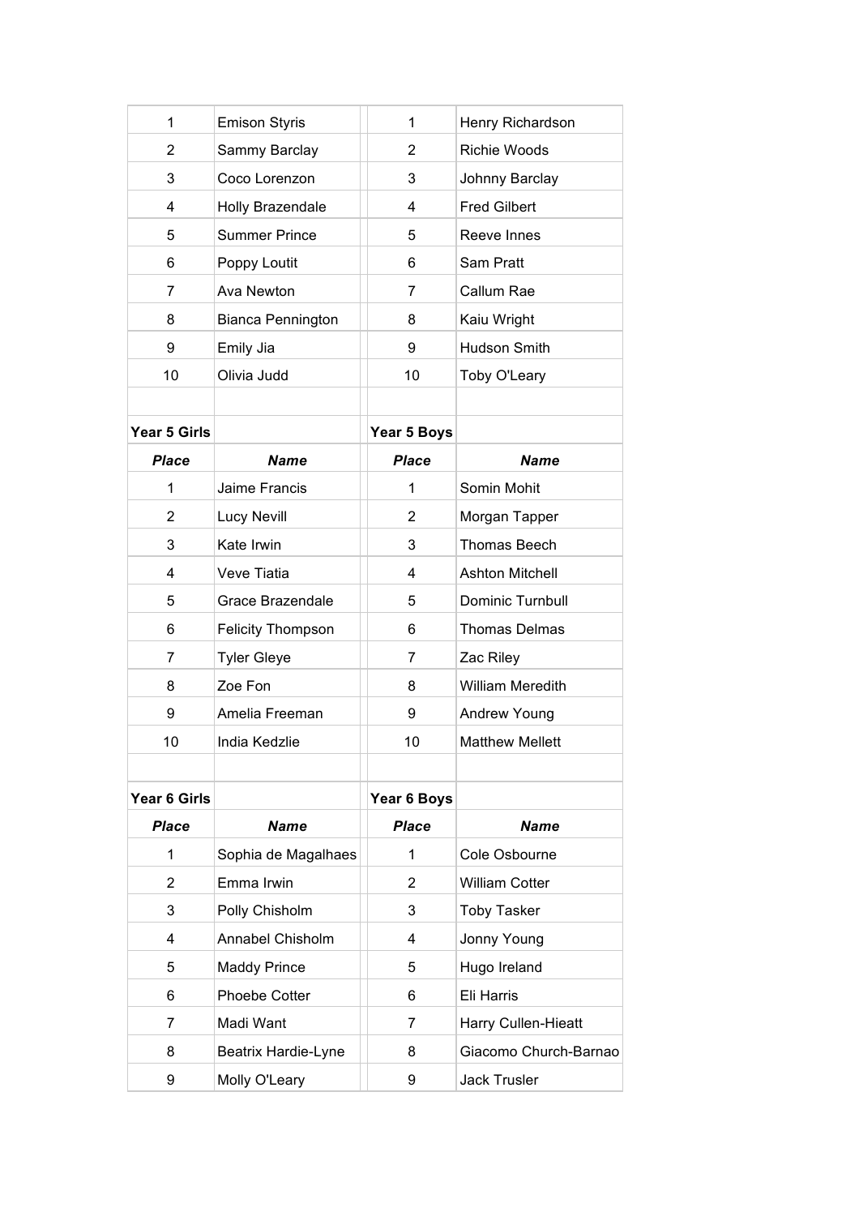| | | | |
|---|---|---|---|
| 1 | Emison Styris | 1 | Henry Richardson |
| 2 | Sammy Barclay | 2 | Richie Woods |
| 3 | Coco Lorenzon | 3 | Johnny Barclay |
| 4 | Holly Brazendale | 4 | Fred Gilbert |
| 5 | Summer Prince | 5 | Reeve Innes |
| 6 | Poppy Loutit | 6 | Sam Pratt |
| 7 | Ava Newton | 7 | Callum Rae |
| 8 | Bianca Pennington | 8 | Kaiu Wright |
| 9 | Emily Jia | 9 | Hudson Smith |
| 10 | Olivia Judd | 10 | Toby O'Leary |

| **Year 5 Girls** | | **Year 5 Boys** | |
|---|---|---|---|
| ***Place*** | ***Name*** | ***Place*** | ***Name*** |
| 1 | Jaime Francis | 1 | Somin Mohit |
| 2 | Lucy Nevill | 2 | Morgan Tapper |
| 3 | Kate Irwin | 3 | Thomas Beech |
| 4 | Veve Tiatia | 4 | Ashton Mitchell |
| 5 | Grace Brazendale | 5 | Dominic Turnbull |
| 6 | Felicity Thompson | 6 | Thomas Delmas |
| 7 | Tyler Gleye | 7 | Zac Riley |
| 8 | Zoe Fon | 8 | William Meredith |
| 9 | Amelia Freeman | 9 | Andrew Young |
| 10 | India Kedzlie | 10 | Matthew Mellett |

| **Year 6 Girls** | | **Year 6 Boys** | |
|---|---|---|---|
| ***Place*** | ***Name*** | ***Place*** | ***Name*** |
| 1 | Sophia de Magalhaes | 1 | Cole Osbourne |
| 2 | Emma Irwin | 2 | William Cotter |
| 3 | Polly Chisholm | 3 | Toby Tasker |
| 4 | Annabel Chisholm | 4 | Jonny Young |
| 5 | Maddy Prince | 5 | Hugo Ireland |
| 6 | Phoebe Cotter | 6 | Eli Harris |
| 7 | Madi Want | 7 | Harry Cullen-Hieatt |
| 8 | Beatrix Hardie-Lyne | 8 | Giacomo Church-Barnao |
| 9 | Molly O'Leary | 9 | Jack Trusler |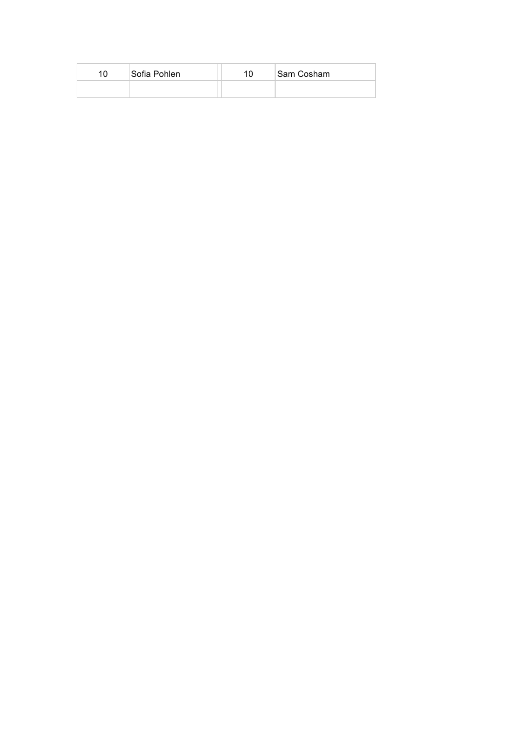| | | | | |
|---|---|---|---|---|
| 10 | Sofia Pohlen | | 10 | Sam Cosham |
| | | | | |